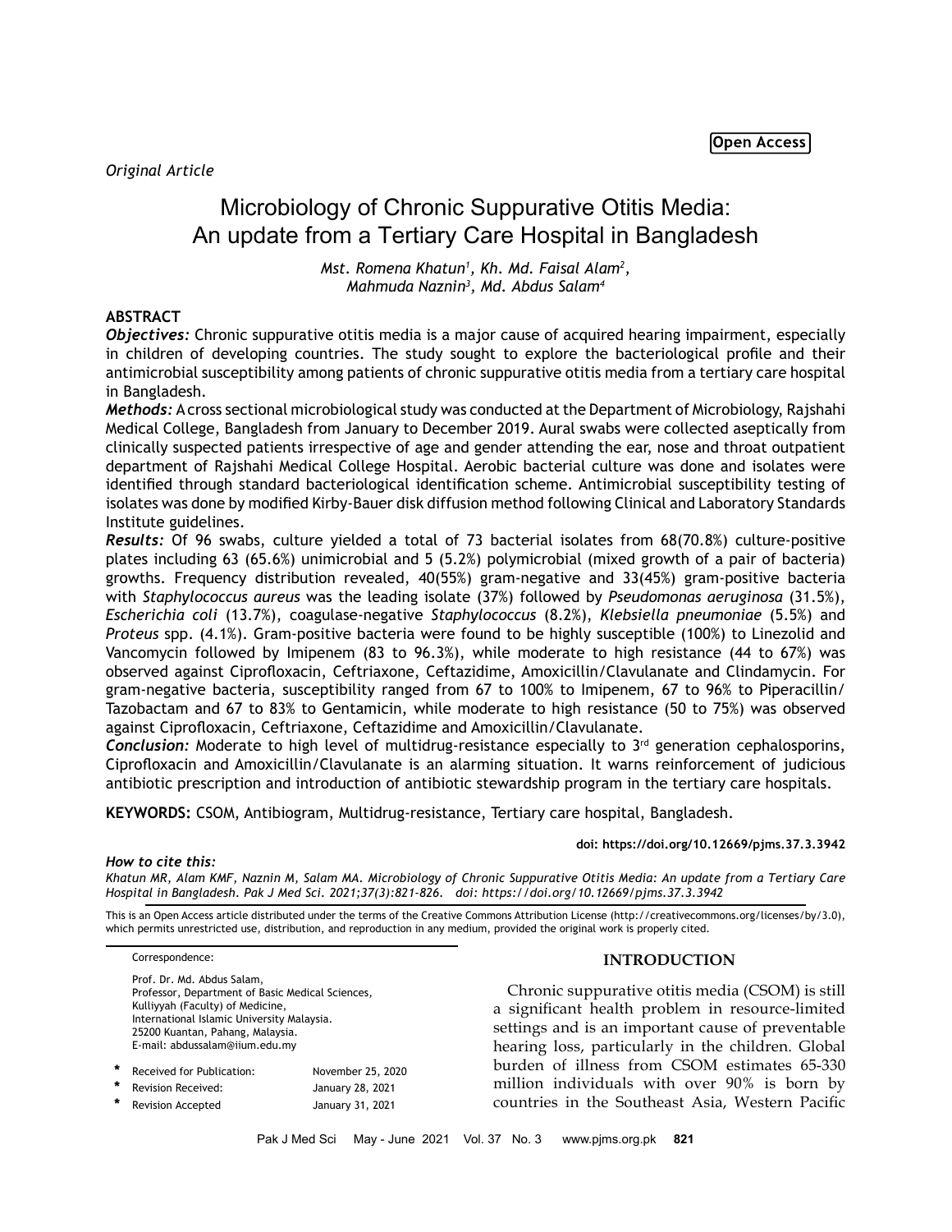Open Access

*Original Article*

# Microbiology of Chronic Suppurative Otitis Media: An update from a Tertiary Care Hospital in Bangladesh

*Mst. Romena Khatun[1], Kh. Md. Faisal Alam[2], Mahmuda Naznin[3], Md. Abdus Salam[4]*

## ABSTRACT

***Objectives:*** Chronic suppurative otitis media is a major cause of acquired hearing impairment, especially in children of developing countries. The study sought to explore the bacteriological profile and their antimicrobial susceptibility among patients of chronic suppurative otitis media from a tertiary care hospital in Bangladesh.

***Methods:*** A cross sectional microbiological study was conducted at the Department of Microbiology, Rajshahi Medical College, Bangladesh from January to December 2019. Aural swabs were collected aseptically from clinically suspected patients irrespective of age and gender attending the ear, nose and throat outpatient department of Rajshahi Medical College Hospital. Aerobic bacterial culture was done and isolates were identified through standard bacteriological identification scheme. Antimicrobial susceptibility testing of isolates was done by modified Kirby-Bauer disk diffusion method following Clinical and Laboratory Standards Institute guidelines.

***Results:*** Of 96 swabs, culture yielded a total of 73 bacterial isolates from 68(70.8%) culture-positive plates including 63 (65.6%) unimicrobial and 5 (5.2%) polymicrobial (mixed growth of a pair of bacteria) growths. Frequency distribution revealed, 40(55%) gram-negative and 33(45%) gram-positive bacteria with *Staphylococcus aureus* was the leading isolate (37%) followed by *Pseudomonas aeruginosa* (31.5%), *Escherichia coli* (13.7%), coagulase-negative *Staphylococcus* (8.2%), *Klebsiella pneumoniae* (5.5%) and *Proteus* spp. (4.1%). Gram-positive bacteria were found to be highly susceptible (100%) to Linezolid and Vancomycin followed by Imipenem (83 to 96.3%), while moderate to high resistance (44 to 67%) was observed against Ciprofloxacin, Ceftriaxone, Ceftazidime, Amoxicillin/Clavulanate and Clindamycin. For gram-negative bacteria, susceptibility ranged from 67 to 100% to Imipenem, 67 to 96% to Piperacillin/Tazobactam and 67 to 83% to Gentamicin, while moderate to high resistance (50 to 75%) was observed against Ciprofloxacin, Ceftriaxone, Ceftazidime and Amoxicillin/Clavulanate.

***Conclusion:*** Moderate to high level of multidrug-resistance especially to 3rd generation cephalosporins, Ciprofloxacin and Amoxicillin/Clavulanate is an alarming situation. It warns reinforcement of judicious antibiotic prescription and introduction of antibiotic stewardship program in the tertiary care hospitals.

**KEYWORDS:** CSOM, Antibiogram, Multidrug-resistance, Tertiary care hospital, Bangladesh.

**doi: https://doi.org/10.12669/pjms.37.3.3942**

***How to cite this:***
*Khatun MR, Alam KMF, Naznin M, Salam MA. Microbiology of Chronic Suppurative Otitis Media: An update from a Tertiary Care Hospital in Bangladesh. Pak J Med Sci. 2021;37(3):821-826. doi: https://doi.org/10.12669/pjms.37.3.3942*

This is an Open Access article distributed under the terms of the Creative Commons Attribution License (http://creativecommons.org/licenses/by/3.0), which permits unrestricted use, distribution, and reproduction in any medium, provided the original work is properly cited.

Correspondence:

Prof. Dr. Md. Abdus Salam,
Professor, Department of Basic Medical Sciences,
Kulliyyah (Faculty) of Medicine,
International Islamic University Malaysia.
25200 Kuantan, Pahang, Malaysia.
E-mail: abdussalam@iium.edu.my

| | | |
|---|---|---|
| * | Received for Publication: | November 25, 2020 |
| * | Revision Received: | January 28, 2021 |
| * | Revision Accepted | January 31, 2021 |

## INTRODUCTION

Chronic suppurative otitis media (CSOM) is still a significant health problem in resource-limited settings and is an important cause of preventable hearing loss, particularly in the children. Global burden of illness from CSOM estimates 65-330 million individuals with over 90% is born by countries in the Southeast Asia, Western Pacific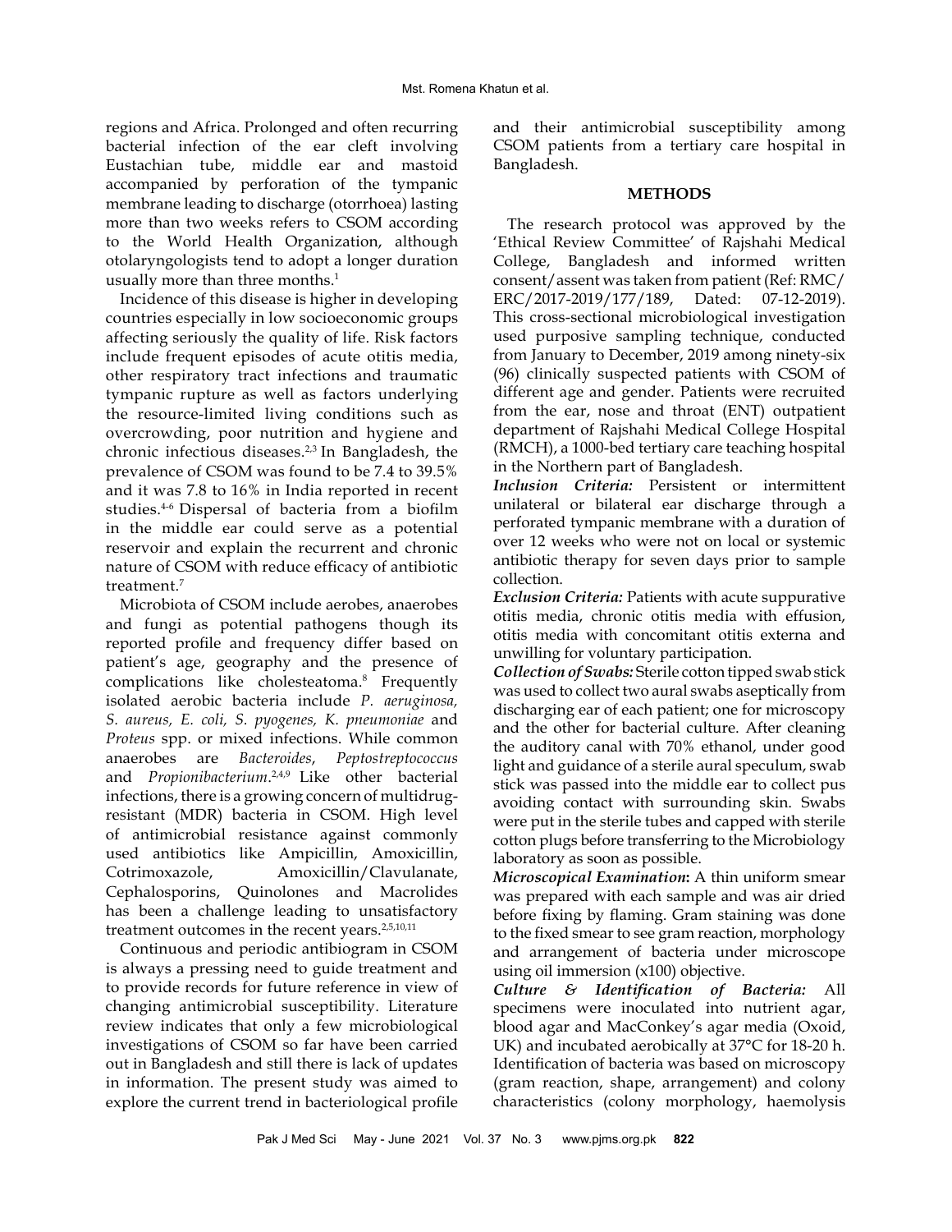regions and Africa. Prolonged and often recurring bacterial infection of the ear cleft involving Eustachian tube, middle ear and mastoid accompanied by perforation of the tympanic membrane leading to discharge (otorrhoea) lasting more than two weeks refers to CSOM according to the World Health Organization, although otolaryngologists tend to adopt a longer duration usually more than three months.[1]

Incidence of this disease is higher in developing countries especially in low socioeconomic groups affecting seriously the quality of life. Risk factors include frequent episodes of acute otitis media, other respiratory tract infections and traumatic tympanic rupture as well as factors underlying the resource-limited living conditions such as overcrowding, poor nutrition and hygiene and chronic infectious diseases.[2,3] In Bangladesh, the prevalence of CSOM was found to be 7.4 to 39.5% and it was 7.8 to 16% in India reported in recent studies.[4-6] Dispersal of bacteria from a biofilm in the middle ear could serve as a potential reservoir and explain the recurrent and chronic nature of CSOM with reduce efficacy of antibiotic treatment.[7]

Microbiota of CSOM include aerobes, anaerobes and fungi as potential pathogens though its reported profile and frequency differ based on patient's age, geography and the presence of complications like cholesteatoma.[8] Frequently isolated aerobic bacteria include *P. aeruginosa, S. aureus, E. coli, S. pyogenes, K. pneumoniae* and *Proteus* spp. or mixed infections. While common anaerobes are *Bacteroides*, *Peptostreptococcus* and *Propionibacterium*.[2,4,9] Like other bacterial infections, there is a growing concern of multidrug-resistant (MDR) bacteria in CSOM. High level of antimicrobial resistance against commonly used antibiotics like Ampicillin, Amoxicillin, Cotrimoxazole, Amoxicillin/Clavulanate, Cephalosporins, Quinolones and Macrolides has been a challenge leading to unsatisfactory treatment outcomes in the recent years.[2,5,10,11]

Continuous and periodic antibiogram in CSOM is always a pressing need to guide treatment and to provide records for future reference in view of changing antimicrobial susceptibility. Literature review indicates that only a few microbiological investigations of CSOM so far have been carried out in Bangladesh and still there is lack of updates in information. The present study was aimed to explore the current trend in bacteriological profile and their antimicrobial susceptibility among CSOM patients from a tertiary care hospital in Bangladesh.

## METHODS

The research protocol was approved by the 'Ethical Review Committee' of Rajshahi Medical College, Bangladesh and informed written consent/assent was taken from patient (Ref: RMC/ERC/2017-2019/177/189, Dated: 07-12-2019). This cross-sectional microbiological investigation used purposive sampling technique, conducted from January to December, 2019 among ninety-six (96) clinically suspected patients with CSOM of different age and gender. Patients were recruited from the ear, nose and throat (ENT) outpatient department of Rajshahi Medical College Hospital (RMCH), a 1000-bed tertiary care teaching hospital in the Northern part of Bangladesh.

***Inclusion Criteria:*** Persistent or intermittent unilateral or bilateral ear discharge through a perforated tympanic membrane with a duration of over 12 weeks who were not on local or systemic antibiotic therapy for seven days prior to sample collection.

***Exclusion Criteria:*** Patients with acute suppurative otitis media, chronic otitis media with effusion, otitis media with concomitant otitis externa and unwilling for voluntary participation.

***Collection of Swabs:*** Sterile cotton tipped swab stick was used to collect two aural swabs aseptically from discharging ear of each patient; one for microscopy and the other for bacterial culture. After cleaning the auditory canal with 70% ethanol, under good light and guidance of a sterile aural speculum, swab stick was passed into the middle ear to collect pus avoiding contact with surrounding skin. Swabs were put in the sterile tubes and capped with sterile cotton plugs before transferring to the Microbiology laboratory as soon as possible.

***Microscopical Examination*:** A thin uniform smear was prepared with each sample and was air dried before fixing by flaming. Gram staining was done to the fixed smear to see gram reaction, morphology and arrangement of bacteria under microscope using oil immersion (x100) objective.

***Culture & Identification of Bacteria:*** All specimens were inoculated into nutrient agar, blood agar and MacConkey's agar media (Oxoid, UK) and incubated aerobically at 37°C for 18-20 h. Identification of bacteria was based on microscopy (gram reaction, shape, arrangement) and colony characteristics (colony morphology, haemolysis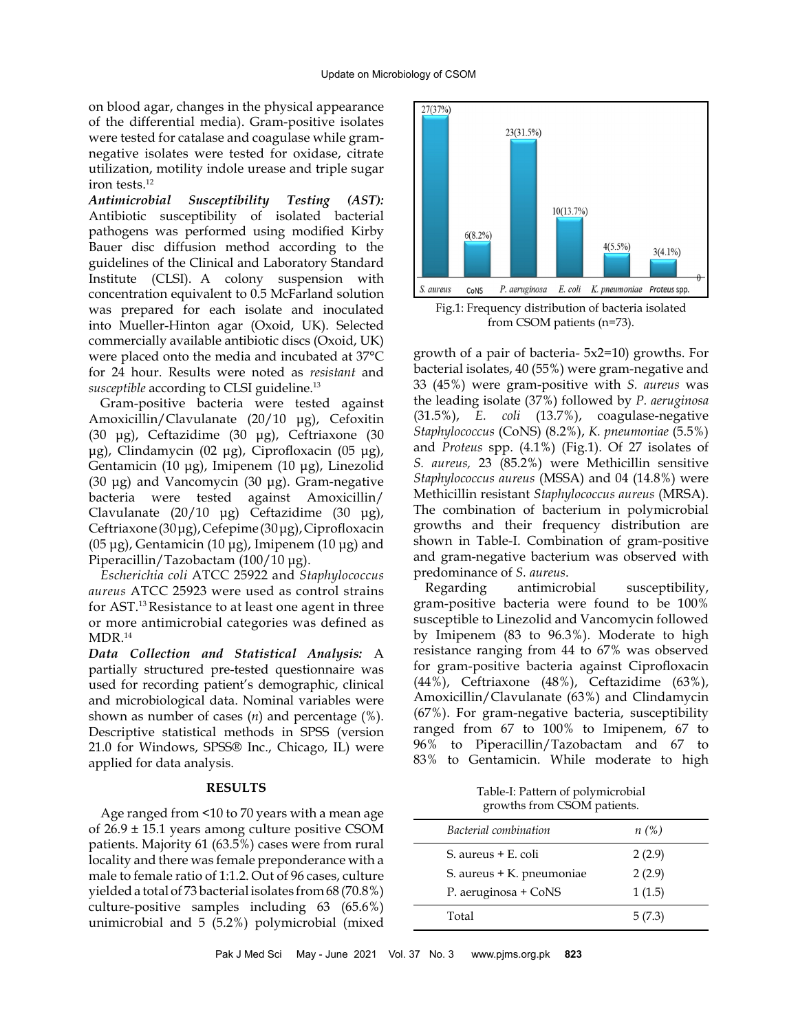on blood agar, changes in the physical appearance of the differential media). Gram-positive isolates were tested for catalase and coagulase while gram-negative isolates were tested for oxidase, citrate utilization, motility indole urease and triple sugar iron tests.[12]

***Antimicrobial Susceptibility Testing (AST):*** Antibiotic susceptibility of isolated bacterial pathogens was performed using modified Kirby Bauer disc diffusion method according to the guidelines of the Clinical and Laboratory Standard Institute (CLSI). A colony suspension with concentration equivalent to 0.5 McFarland solution was prepared for each isolate and inoculated into Mueller-Hinton agar (Oxoid, UK). Selected commercially available antibiotic discs (Oxoid, UK) were placed onto the media and incubated at 37°C for 24 hour. Results were noted as *resistant* and *susceptible* according to CLSI guideline.[13]

Gram-positive bacteria were tested against Amoxicillin/Clavulanate (20/10 µg), Cefoxitin (30 µg), Ceftazidime (30 µg), Ceftriaxone (30 µg), Clindamycin (02 µg), Ciprofloxacin (05 µg), Gentamicin (10 µg), Imipenem (10 µg), Linezolid (30 µg) and Vancomycin (30 µg). Gram-negative bacteria were tested against Amoxicillin/Clavulanate (20/10 µg) Ceftazidime (30 µg), Ceftriaxone (30 µg), Cefepime (30 µg), Ciprofloxacin (05 µg), Gentamicin (10 µg), Imipenem (10 µg) and Piperacillin/Tazobactam (100/10 µg).

*Escherichia coli* ATCC 25922 and *Staphylococcus aureus* ATCC 25923 were used as control strains for AST.[13] Resistance to at least one agent in three or more antimicrobial categories was defined as MDR.[14]

***Data Collection and Statistical Analysis:*** A partially structured pre-tested questionnaire was used for recording patient's demographic, clinical and microbiological data. Nominal variables were shown as number of cases (*n*) and percentage (%). Descriptive statistical methods in SPSS (version 21.0 for Windows, SPSS® Inc., Chicago, IL) were applied for data analysis.

## RESULTS

Age ranged from <10 to 70 years with a mean age of 26.9 ± 15.1 years among culture positive CSOM patients. Majority 61 (63.5%) cases were from rural locality and there was female preponderance with a male to female ratio of 1:1.2. Out of 96 cases, culture yielded a total of 73 bacterial isolates from 68 (70.8%) culture-positive samples including 63 (65.6%) unimicrobial and 5 (5.2%) polymicrobial (mixed growth of a pair of bacteria- 5x2=10) growths. For bacterial isolates, 40 (55%) were gram-negative and 33 (45%) were gram-positive with *S. aureus* was the leading isolate (37%) followed by *P. aeruginosa* (31.5%), *E. coli* (13.7%), coagulase-negative *Staphylococcus* (CoNS) (8.2%), *K. pneumoniae* (5.5%) and *Proteus* spp. (4.1%) (Fig.1). Of 27 isolates of *S. aureus,* 23 (85.2%) were Methicillin sensitive *Staphylococcus aureus* (MSSA) and 04 (14.8%) were Methicillin resistant *Staphylococcus aureus* (MRSA). The combination of bacterium in polymicrobial growths and their frequency distribution are shown in Table-I. Combination of gram-positive and gram-negative bacterium was observed with predominance of *S. aureus*.

| Bacterium | n (%) |
|---|---|
| *S. aureus* | 27 (37%) |
| CoNS | 6 (8.2%) |
| *P. aeruginosa* | 23 (31.5%) |
| *E. coli* | 10 (13.7%) |
| *K. pneumoniae* | 4 (5.5%) |
| *Proteus* spp. | 3 (4.1%) |

Fig.1: Frequency distribution of bacteria isolated from CSOM patients (n=73).

Regarding antimicrobial susceptibility, gram-positive bacteria were found to be 100% susceptible to Linezolid and Vancomycin followed by Imipenem (83 to 96.3%). Moderate to high resistance ranging from 44 to 67% was observed for gram-positive bacteria against Ciprofloxacin (44%), Ceftriaxone (48%), Ceftazidime (63%), Amoxicillin/Clavulanate (63%) and Clindamycin (67%). For gram-negative bacteria, susceptibility ranged from 67 to 100% to Imipenem, 67 to 96% to Piperacillin/Tazobactam and 67 to 83% to Gentamicin. While moderate to high

Table-I: Pattern of polymicrobial growths from CSOM patients.

| *Bacterial combination* | *n (%)* |
|---|---|
| S. aureus + E. coli | 2 (2.9) |
| S. aureus + K. pneumoniae | 2 (2.9) |
| P. aeruginosa + CoNS | 1 (1.5) |
| Total | 5 (7.3) |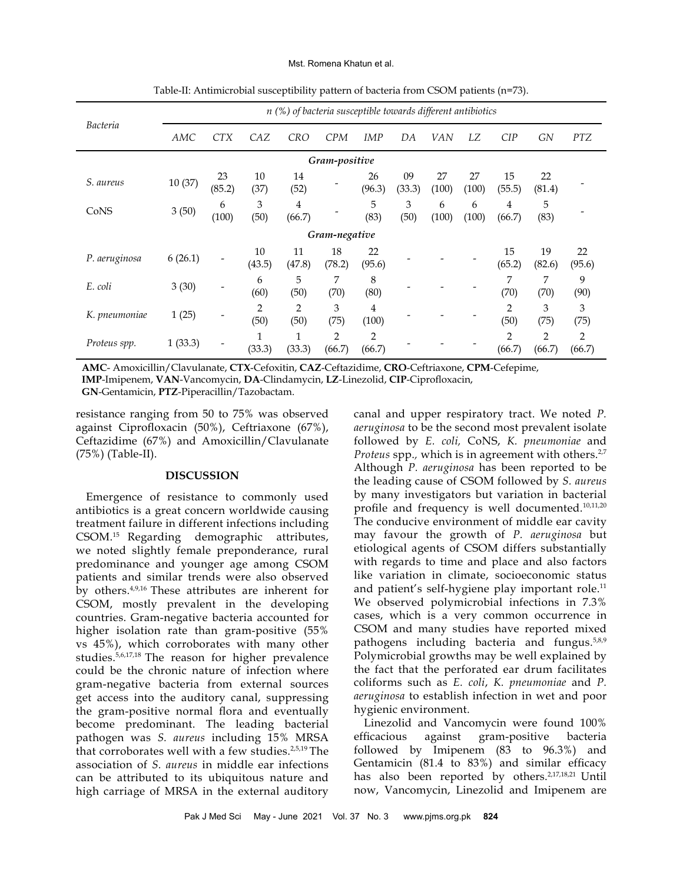Table-II: Antimicrobial susceptibility pattern of bacteria from CSOM patients (n=73).

| *Bacteria* | *n (%) of bacteria susceptible towards different antibiotics* | | | | | | | | | | | |
|---|---|---|---|---|---|---|---|---|---|---|---|---|
| | *AMC* | *CTX* | *CAZ* | *CRO* | *CPM* | *IMP* | *DA* | *VAN* | *LZ* | *CIP* | *GN* | *PTZ* |
| ***Gram-positive*** | | | | | | | | | | | | |
| *S. aureus* | 10 (37) | 23 (85.2) | 10 (37) | 14 (52) | - | 26 (96.3) | 09 (33.3) | 27 (100) | 27 (100) | 15 (55.5) | 22 (81.4) | - |
| CoNS | 3 (50) | 6 (100) | 3 (50) | 4 (66.7) | - | 5 (83) | 3 (50) | 6 (100) | 6 (100) | 4 (66.7) | 5 (83) | - |
| ***Gram-negative*** | | | | | | | | | | | | |
| *P. aeruginosa* | 6 (26.1) | - | 10 (43.5) | 11 (47.8) | 18 (78.2) | 22 (95.6) | - | - | - | 15 (65.2) | 19 (82.6) | 22 (95.6) |
| *E. coli* | 3 (30) | - | 6 (60) | 5 (50) | 7 (70) | 8 (80) | - | - | - | 7 (70) | 7 (70) | 9 (90) |
| *K. pneumoniae* | 1 (25) | - | 2 (50) | 2 (50) | 3 (75) | 4 (100) | - | - | - | 2 (50) | 3 (75) | 3 (75) |
| *Proteus spp.* | 1 (33.3) | - | 1 (33.3) | 1 (33.3) | 2 (66.7) | 2 (66.7) | - | - | - | 2 (66.7) | 2 (66.7) | 2 (66.7) |

**AMC**- Amoxicillin/Clavulanate, **CTX**-Cefoxitin, **CAZ**-Ceftazidime, **CRO**-Ceftriaxone, **CPM**-Cefepime, **IMP**-Imipenem, **VAN**-Vancomycin, **DA**-Clindamycin, **LZ**-Linezolid, **CIP**-Ciprofloxacin, **GN**-Gentamicin, **PTZ**-Piperacillin/Tazobactam.

resistance ranging from 50 to 75% was observed against Ciprofloxacin (50%), Ceftriaxone (67%), Ceftazidime (67%) and Amoxicillin/Clavulanate (75%) (Table-II).

## DISCUSSION

Emergence of resistance to commonly used antibiotics is a great concern worldwide causing treatment failure in different infections including CSOM.[15] Regarding demographic attributes, we noted slightly female preponderance, rural predominance and younger age among CSOM patients and similar trends were also observed by others.[4,9,16] These attributes are inherent for CSOM, mostly prevalent in the developing countries. Gram-negative bacteria accounted for higher isolation rate than gram-positive (55% vs 45%), which corroborates with many other studies.[5,6,17,18] The reason for higher prevalence could be the chronic nature of infection where gram-negative bacteria from external sources get access into the auditory canal, suppressing the gram-positive normal flora and eventually become predominant. The leading bacterial pathogen was *S. aureus* including 15% MRSA that corroborates well with a few studies.[2,5,19] The association of *S. aureus* in middle ear infections can be attributed to its ubiquitous nature and high carriage of MRSA in the external auditory canal and upper respiratory tract. We noted *P. aeruginosa* to be the second most prevalent isolate followed by *E. coli*, CoNS, *K. pneumoniae* and *Proteus* spp., which is in agreement with others.[2,7] Although *P. aeruginosa* has been reported to be the leading cause of CSOM followed by *S. aureus* by many investigators but variation in bacterial profile and frequency is well documented.[10,11,20] The conducive environment of middle ear cavity may favour the growth of *P. aeruginosa* but etiological agents of CSOM differs substantially with regards to time and place and also factors like variation in climate, socioeconomic status and patient's self-hygiene play important role.[11] We observed polymicrobial infections in 7.3% cases, which is a very common occurrence in CSOM and many studies have reported mixed pathogens including bacteria and fungus.[5,8,9] Polymicrobial growths may be well explained by the fact that the perforated ear drum facilitates coliforms such as *E. coli*, *K. pneumoniae* and *P. aeruginosa* to establish infection in wet and poor hygienic environment.

Linezolid and Vancomycin were found 100% efficacious against gram-positive bacteria followed by Imipenem (83 to 96.3%) and Gentamicin (81.4 to 83%) and similar efficacy has also been reported by others.[2,17,18,21] Until now, Vancomycin, Linezolid and Imipenem are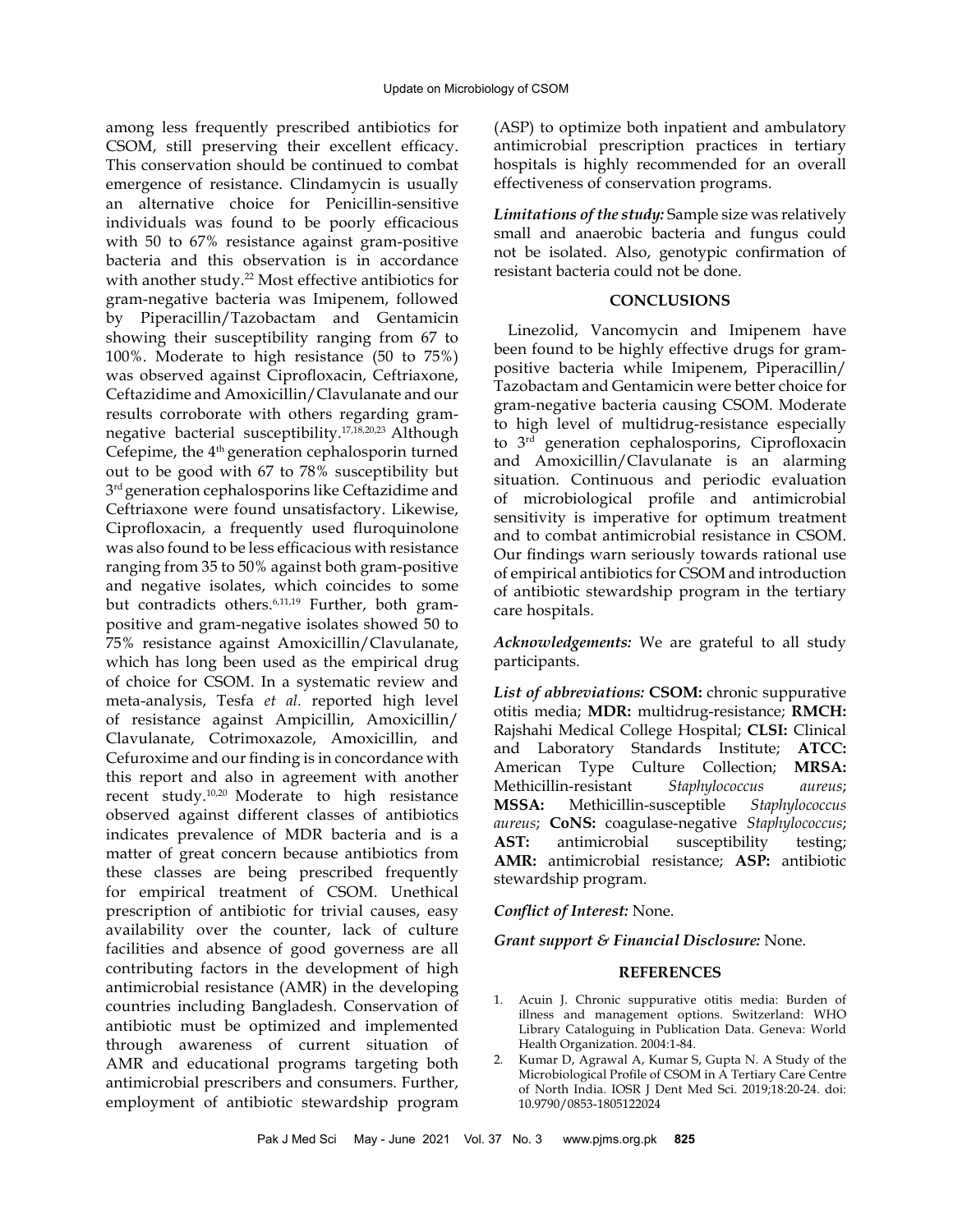among less frequently prescribed antibiotics for CSOM, still preserving their excellent efficacy. This conservation should be continued to combat emergence of resistance. Clindamycin is usually an alternative choice for Penicillin-sensitive individuals was found to be poorly efficacious with 50 to 67% resistance against gram-positive bacteria and this observation is in accordance with another study.[22] Most effective antibiotics for gram-negative bacteria was Imipenem, followed by Piperacillin/Tazobactam and Gentamicin showing their susceptibility ranging from 67 to 100%. Moderate to high resistance (50 to 75%) was observed against Ciprofloxacin, Ceftriaxone, Ceftazidime and Amoxicillin/Clavulanate and our results corroborate with others regarding gram-negative bacterial susceptibility.[17,18,20,23] Although Cefepime, the 4[th] generation cephalosporin turned out to be good with 67 to 78% susceptibility but 3[rd] generation cephalosporins like Ceftazidime and Ceftriaxone were found unsatisfactory. Likewise, Ciprofloxacin, a frequently used fluroquinolone was also found to be less efficacious with resistance ranging from 35 to 50% against both gram-positive and negative isolates, which coincides to some but contradicts others.[6,11,19] Further, both gram-positive and gram-negative isolates showed 50 to 75% resistance against Amoxicillin/Clavulanate, which has long been used as the empirical drug of choice for CSOM. In a systematic review and meta-analysis, Tesfa *et al.* reported high level of resistance against Ampicillin, Amoxicillin/Clavulanate, Cotrimoxazole, Amoxicillin, and Cefuroxime and our finding is in concordance with this report and also in agreement with another recent study.[10,20] Moderate to high resistance observed against different classes of antibiotics indicates prevalence of MDR bacteria and is a matter of great concern because antibiotics from these classes are being prescribed frequently for empirical treatment of CSOM. Unethical prescription of antibiotic for trivial causes, easy availability over the counter, lack of culture facilities and absence of good governess are all contributing factors in the development of high antimicrobial resistance (AMR) in the developing countries including Bangladesh. Conservation of antibiotic must be optimized and implemented through awareness of current situation of AMR and educational programs targeting both antimicrobial prescribers and consumers. Further, employment of antibiotic stewardship program (ASP) to optimize both inpatient and ambulatory antimicrobial prescription practices in tertiary hospitals is highly recommended for an overall effectiveness of conservation programs.

***Limitations of the study:*** Sample size was relatively small and anaerobic bacteria and fungus could not be isolated. Also, genotypic confirmation of resistant bacteria could not be done.

## CONCLUSIONS

Linezolid, Vancomycin and Imipenem have been found to be highly effective drugs for gram-positive bacteria while Imipenem, Piperacillin/Tazobactam and Gentamicin were better choice for gram-negative bacteria causing CSOM. Moderate to high level of multidrug-resistance especially to 3[rd] generation cephalosporins, Ciprofloxacin and Amoxicillin/Clavulanate is an alarming situation. Continuous and periodic evaluation of microbiological profile and antimicrobial sensitivity is imperative for optimum treatment and to combat antimicrobial resistance in CSOM. Our findings warn seriously towards rational use of empirical antibiotics for CSOM and introduction of antibiotic stewardship program in the tertiary care hospitals.

***Acknowledgements:*** We are grateful to all study participants.

***List of abbreviations:*** **CSOM:** chronic suppurative otitis media; **MDR:** multidrug-resistance; **RMCH:** Rajshahi Medical College Hospital; **CLSI:** Clinical and Laboratory Standards Institute; **ATCC:** American Type Culture Collection; **MRSA:** Methicillin-resistant *Staphylococcus aureus*; **MSSA:** Methicillin-susceptible *Staphylococcus aureus*; **CoNS:** coagulase-negative *Staphylococcus*; **AST:** antimicrobial susceptibility testing; **AMR:** antimicrobial resistance; **ASP:** antibiotic stewardship program.

***Conflict of Interest:*** None.

***Grant support & Financial Disclosure:*** None.

## REFERENCES

1. Acuin J. Chronic suppurative otitis media: Burden of illness and management options. Switzerland: WHO Library Cataloguing in Publication Data. Geneva: World Health Organization. 2004:1-84.
2. Kumar D, Agrawal A, Kumar S, Gupta N. A Study of the Microbiological Profile of CSOM in A Tertiary Care Centre of North India. IOSR J Dent Med Sci. 2019;18:20-24. doi: 10.9790/0853-1805122024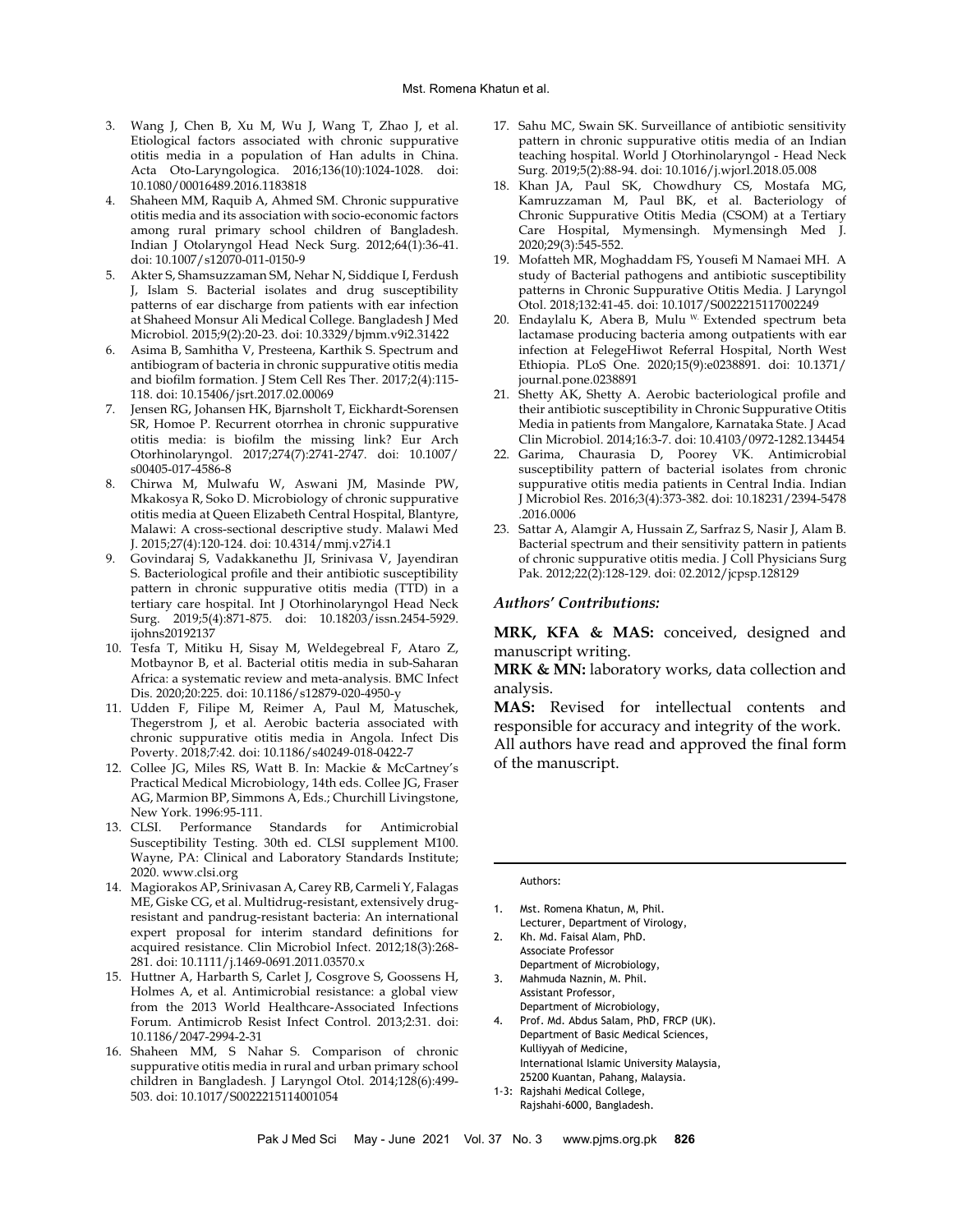3. Wang J, Chen B, Xu M, Wu J, Wang T, Zhao J, et al. Etiological factors associated with chronic suppurative otitis media in a population of Han adults in China. Acta Oto-Laryngologica. 2016;136(10):1024-1028. doi: 10.1080/00016489.2016.1183818
4. Shaheen MM, Raquib A, Ahmed SM. Chronic suppurative otitis media and its association with socio-economic factors among rural primary school children of Bangladesh. Indian J Otolaryngol Head Neck Surg. 2012;64(1):36-41. doi: 10.1007/s12070-011-0150-9
5. Akter S, Shamsuzzaman SM, Nehar N, Siddique I, Ferdush J, Islam S. Bacterial isolates and drug susceptibility patterns of ear discharge from patients with ear infection at Shaheed Monsur Ali Medical College. Bangladesh J Med Microbiol. 2015;9(2):20-23. doi: 10.3329/bjmm.v9i2.31422
6. Asima B, Samhitha V, Presteena, Karthik S. Spectrum and antibiogram of bacteria in chronic suppurative otitis media and biofilm formation. J Stem Cell Res Ther. 2017;2(4):115-118. doi: 10.15406/jsrt.2017.02.00069
7. Jensen RG, Johansen HK, Bjarnsholt T, Eickhardt-Sorensen SR, Homoe P. Recurrent otorrhea in chronic suppurative otitis media: is biofilm the missing link? Eur Arch Otorhinolaryngol. 2017;274(7):2741-2747. doi: 10.1007/s00405-017-4586-8
8. Chirwa M, Mulwafu W, Aswani JM, Masinde PW, Mkakosya R, Soko D. Microbiology of chronic suppurative otitis media at Queen Elizabeth Central Hospital, Blantyre, Malawi: A cross-sectional descriptive study. Malawi Med J. 2015;27(4):120-124. doi: 10.4314/mmj.v27i4.1
9. Govindaraj S, Vadakkanethu JI, Srinivasa V, Jayendiran S. Bacteriological profile and their antibiotic susceptibility pattern in chronic suppurative otitis media (TTD) in a tertiary care hospital. Int J Otorhinolaryngol Head Neck Surg. 2019;5(4):871-875. doi: 10.18203/issn.2454-5929.ijohns20192137
10. Tesfa T, Mitiku H, Sisay M, Weldegebreal F, Ataro Z, Motbaynor B, et al. Bacterial otitis media in sub-Saharan Africa: a systematic review and meta-analysis. BMC Infect Dis. 2020;20:225. doi: 10.1186/s12879-020-4950-y
11. Udden F, Filipe M, Reimer A, Paul M, Matuschek, Thegerstrom J, et al. Aerobic bacteria associated with chronic suppurative otitis media in Angola. Infect Dis Poverty. 2018;7:42. doi: 10.1186/s40249-018-0422-7
12. Collee JG, Miles RS, Watt B. In: Mackie & McCartney's Practical Medical Microbiology, 14th eds. Collee JG, Fraser AG, Marmion BP, Simmons A, Eds.; Churchill Livingstone, New York. 1996:95-111.
13. CLSI. Performance Standards for Antimicrobial Susceptibility Testing. 30th ed. CLSI supplement M100. Wayne, PA: Clinical and Laboratory Standards Institute; 2020. www.clsi.org
14. Magiorakos AP, Srinivasan A, Carey RB, Carmeli Y, Falagas ME, Giske CG, et al. Multidrug-resistant, extensively drug-resistant and pandrug-resistant bacteria: An international expert proposal for interim standard definitions for acquired resistance. Clin Microbiol Infect. 2012;18(3):268-281. doi: 10.1111/j.1469-0691.2011.03570.x
15. Huttner A, Harbarth S, Carlet J, Cosgrove S, Goossens H, Holmes A, et al. Antimicrobial resistance: a global view from the 2013 World Healthcare-Associated Infections Forum. Antimicrob Resist Infect Control. 2013;2:31. doi: 10.1186/2047-2994-2-31
16. Shaheen MM, S Nahar S. Comparison of chronic suppurative otitis media in rural and urban primary school children in Bangladesh. J Laryngol Otol. 2014;128(6):499-503. doi: 10.1017/S0022215114001054
17. Sahu MC, Swain SK. Surveillance of antibiotic sensitivity pattern in chronic suppurative otitis media of an Indian teaching hospital. World J Otorhinolaryngol - Head Neck Surg. 2019;5(2):88-94. doi: 10.1016/j.wjorl.2018.05.008
18. Khan JA, Paul SK, Chowdhury CS, Mostafa MG, Kamruzzaman M, Paul BK, et al. Bacteriology of Chronic Suppurative Otitis Media (CSOM) at a Tertiary Care Hospital, Mymensingh. Mymensingh Med J. 2020;29(3):545-552.
19. Mofatteh MR, Moghaddam FS, Yousefi M Namaei MH. A study of Bacterial pathogens and antibiotic susceptibility patterns in Chronic Suppurative Otitis Media. J Laryngol Otol. 2018;132:41-45. doi: 10.1017/S0022215117002249
20. Endaylalu K, Abera B, Mulu W. Extended spectrum beta lactamase producing bacteria among outpatients with ear infection at FelegeHiwot Referral Hospital, North West Ethiopia. PLoS One. 2020;15(9):e0238891. doi: 10.1371/journal.pone.0238891
21. Shetty AK, Shetty A. Aerobic bacteriological profile and their antibiotic susceptibility in Chronic Suppurative Otitis Media in patients from Mangalore, Karnataka State. J Acad Clin Microbiol. 2014;16:3-7. doi: 10.4103/0972-1282.134454
22. Garima, Chaurasia D, Poorey VK. Antimicrobial susceptibility pattern of bacterial isolates from chronic suppurative otitis media patients in Central India. Indian J Microbiol Res. 2016;3(4):373-382. doi: 10.18231/2394-5478.2016.0006
23. Sattar A, Alamgir A, Hussain Z, Sarfraz S, Nasir J, Alam B. Bacterial spectrum and their sensitivity pattern in patients of chronic suppurative otitis media. J Coll Physicians Surg Pak. 2012;22(2):128-129. doi: 02.2012/jcpsp.128129

### *Authors' Contributions:*

**MRK, KFA & MAS:** conceived, designed and manuscript writing.

**MRK & MN:** laboratory works, data collection and analysis.

**MAS:** Revised for intellectual contents and responsible for accuracy and integrity of the work.

All authors have read and approved the final form of the manuscript.

---

Authors:

1. Mst. Romena Khatun, M, Phil.
   Lecturer, Department of Virology,
2. Kh. Md. Faisal Alam, PhD.
   Associate Professor
   Department of Microbiology,
3. Mahmuda Naznin, M. Phil.
   Assistant Professor,
   Department of Microbiology,
4. Prof. Md. Abdus Salam, PhD, FRCP (UK).
   Department of Basic Medical Sciences,
   Kulliyyah of Medicine,
   International Islamic University Malaysia,
   25200 Kuantan, Pahang, Malaysia.

1-3: Rajshahi Medical College,
Rajshahi-6000, Bangladesh.